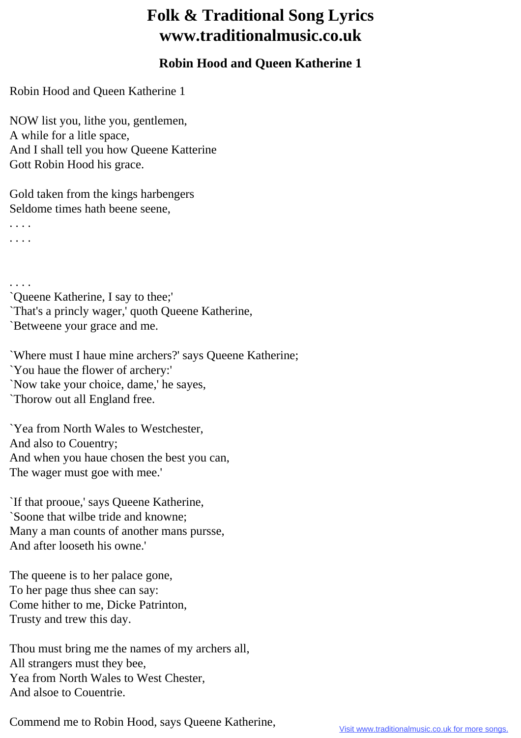# Folk & Traditional Song Lyrics
# www.traditionalmusic.co.uk

## Robin Hood and Queen Katherine 1

Robin Hood and Queen Katherine 1

NOW list you, lithe you, gentlemen,
A while for a litle space,
And I shall tell you how Queene Katterine
Gott Robin Hood his grace.

Gold taken from the kings harbengers
Seldome times hath beene seene,
. . . .
. . . .

. . . .
`Queene Katherine, I say to thee;'
`That's a princly wager,' quoth Queene Katherine,
`Betweene your grace and me.

`Where must I haue mine archers?' says Queene Katherine;
`You haue the flower of archery:'
`Now take your choice, dame,' he sayes,
`Thorow out all England free.

`Yea from North Wales to Westchester,
And also to Couentry;
And when you haue chosen the best you can,
The wager must goe with mee.'

`If that prooue,' says Queene Katherine,
`Soone that wilbe tride and knowne;
Many a man counts of another mans pursse,
And after looseth his owne.'

The queene is to her palace gone,
To her page thus shee can say:
Come hither to me, Dicke Patrinton,
Trusty and trew this day.

Thou must bring me the names of my archers all,
All strangers must they bee,
Yea from North Wales to West Chester,
And alsoe to Couentrie.

Commend me to Robin Hood, says Queene Katherine,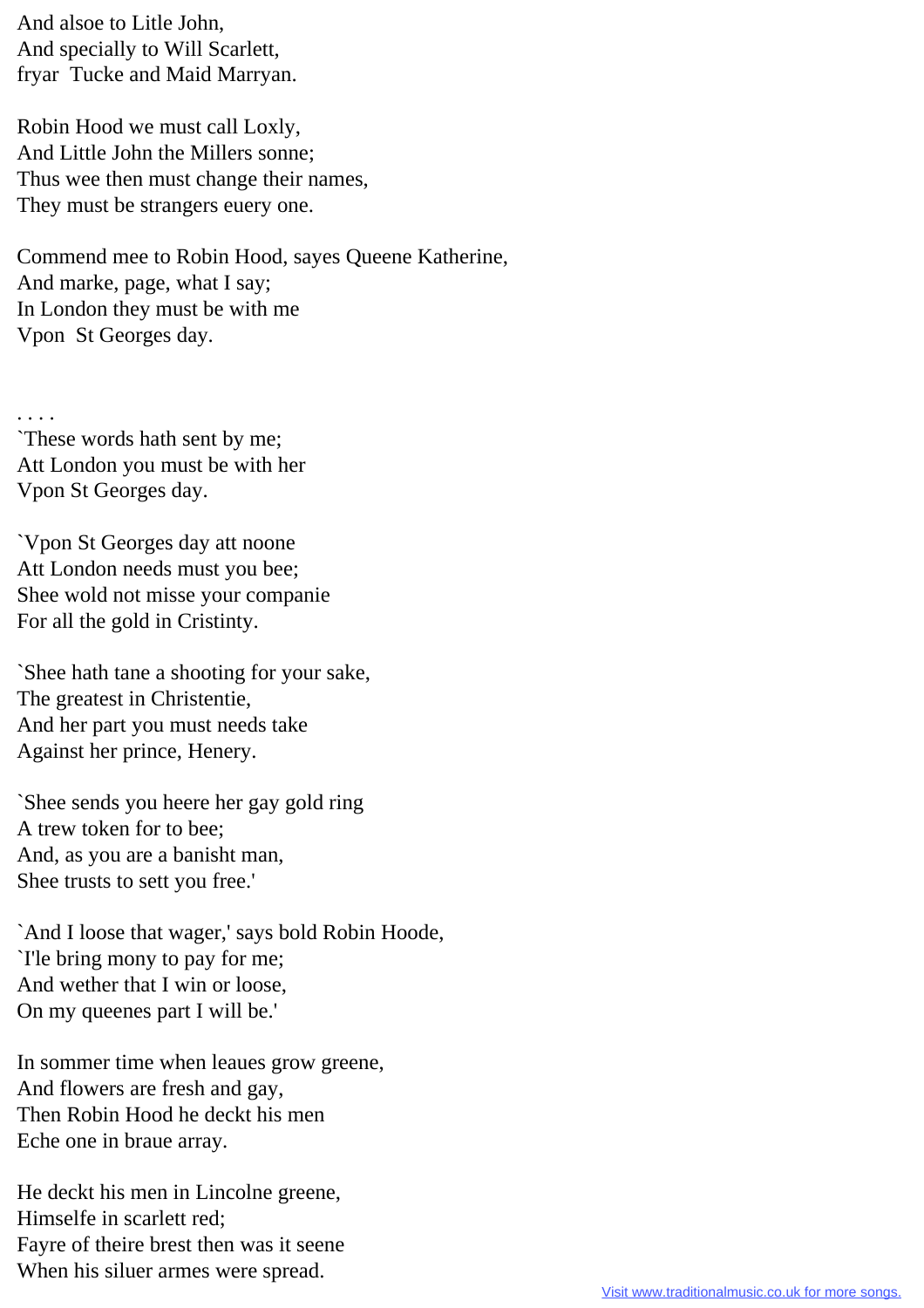And alsoe to Litle John,
And specially to Will Scarlett,
fryar Tucke and Maid Marryan.

Robin Hood we must call Loxly,
And Little John the Millers sonne;
Thus wee then must change their names,
They must be strangers euery one.

Commend mee to Robin Hood, sayes Queene Katherine,
And marke, page, what I say;
In London they must be with me
Vpon St Georges day.

. . . .
`These words hath sent by me;
Att London you must be with her
Vpon St Georges day.

`Vpon St Georges day att noone
Att London needs must you bee;
Shee wold not misse your companie
For all the gold in Cristinty.

`Shee hath tane a shooting for your sake,
The greatest in Christentie,
And her part you must needs take
Against her prince, Henery.

`Shee sends you heere her gay gold ring
A trew token for to bee;
And, as you are a banisht man,
Shee trusts to sett you free.'

`And I loose that wager,' says bold Robin Hoode,
`I'le bring mony to pay for me;
And wether that I win or loose,
On my queenes part I will be.'

In sommer time when leaues grow greene,
And flowers are fresh and gay,
Then Robin Hood he deckt his men
Eche one in braue array.

He deckt his men in Lincolne greene,
Himselfe in scarlett red;
Fayre of theire brest then was it seene
When his siluer armes were spread.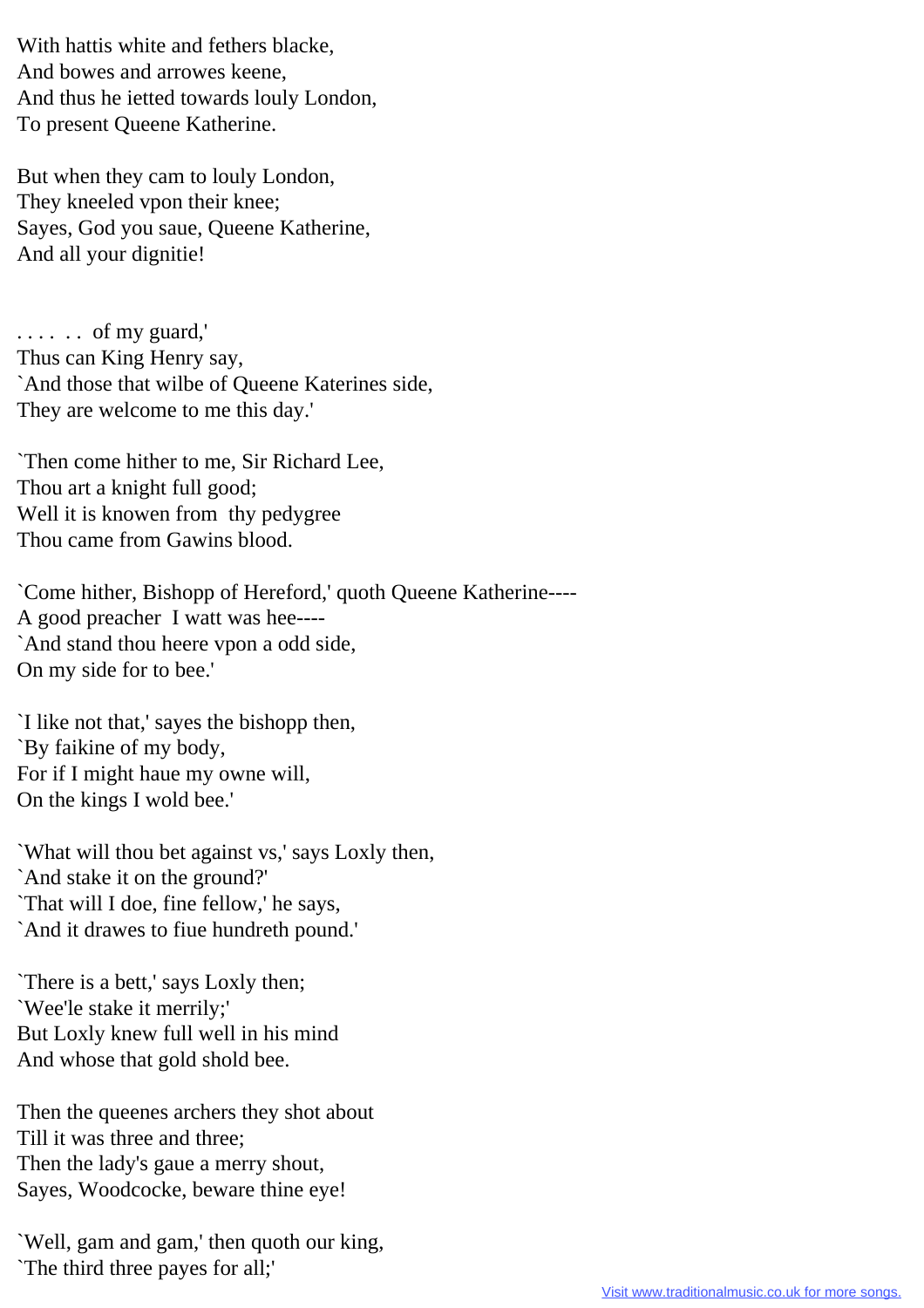With hattis white and fethers blacke,
And bowes and arrowes keene,
And thus he ietted towards louly London,
To present Queene Katherine.

But when they cam to louly London,
They kneeled vpon their knee;
Sayes, God you saue, Queene Katherine,
And all your dignitie!

. . . . . . of my guard,'
Thus can King Henry say,
`And those that wilbe of Queene Katerines side,
They are welcome to me this day.'

`Then come hither to me, Sir Richard Lee,
Thou art a knight full good;
Well it is knowen from thy pedygree
Thou came from Gawins blood.

`Come hither, Bishopp of Hereford,' quoth Queene Katherine----
A good preacher I watt was hee----
`And stand thou heere vpon a odd side,
On my side for to bee.'

`I like not that,' sayes the bishopp then,
`By faikine of my body,
For if I might haue my owne will,
On the kings I wold bee.'

`What will thou bet against vs,' says Loxly then,
`And stake it on the ground?'
`That will I doe, fine fellow,' he says,
`And it drawes to fiue hundreth pound.'

`There is a bett,' says Loxly then;
`Wee'le stake it merrily;'
But Loxly knew full well in his mind
And whose that gold shold bee.

Then the queenes archers they shot about
Till it was three and three;
Then the lady's gaue a merry shout,
Sayes, Woodcocke, beware thine eye!

`Well, gam and gam,' then quoth our king,
`The third three payes for all;'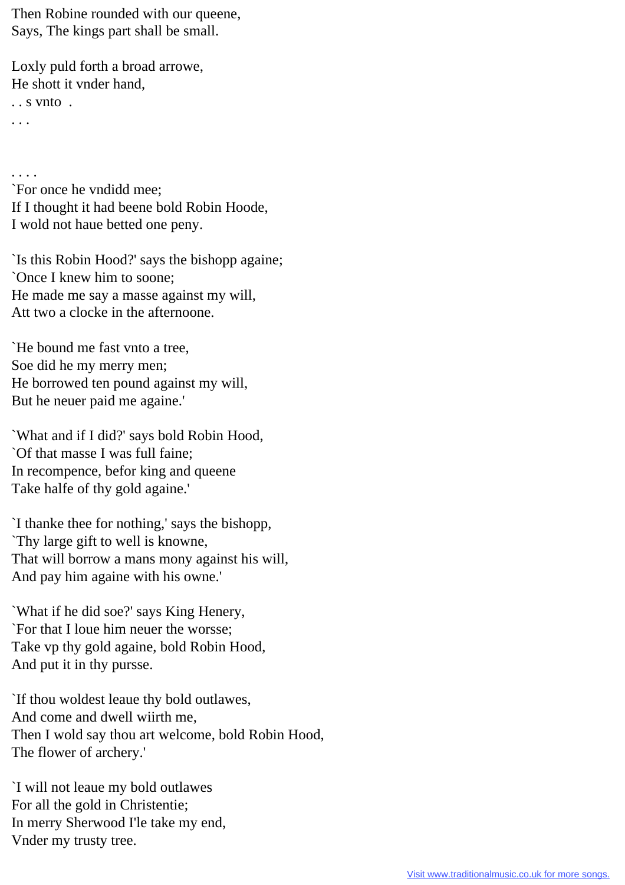Then Robine rounded with our queene,
Says, The kings part shall be small.

Loxly puld forth a broad arrowe,
He shott it vnder hand,
. . s vnto .
. . .

. . . .
`For once he vndidd mee;
If I thought it had beene bold Robin Hoode,
I wold not haue betted one peny.

`Is this Robin Hood?' says the bishopp againe;
`Once I knew him to soone;
He made me say a masse against my will,
Att two a clocke in the afternoone.

`He bound me fast vnto a tree,
Soe did he my merry men;
He borrowed ten pound against my will,
But he neuer paid me againe.'

`What and if I did?' says bold Robin Hood,
`Of that masse I was full faine;
In recompence, befor king and queene
Take halfe of thy gold againe.'

`I thanke thee for nothing,' says the bishopp,
`Thy large gift to well is knowne,
That will borrow a mans mony against his will,
And pay him againe with his owne.'

`What if he did soe?' says King Henery,
`For that I loue him neuer the worsse;
Take vp thy gold againe, bold Robin Hood,
And put it in thy pursse.

`If thou woldest leaue thy bold outlawes,
And come and dwell wiirth me,
Then I wold say thou art welcome, bold Robin Hood,
The flower of archery.'

`I will not leaue my bold outlawes
For all the gold in Christentie;
In merry Sherwood I'le take my end,
Vnder my trusty tree.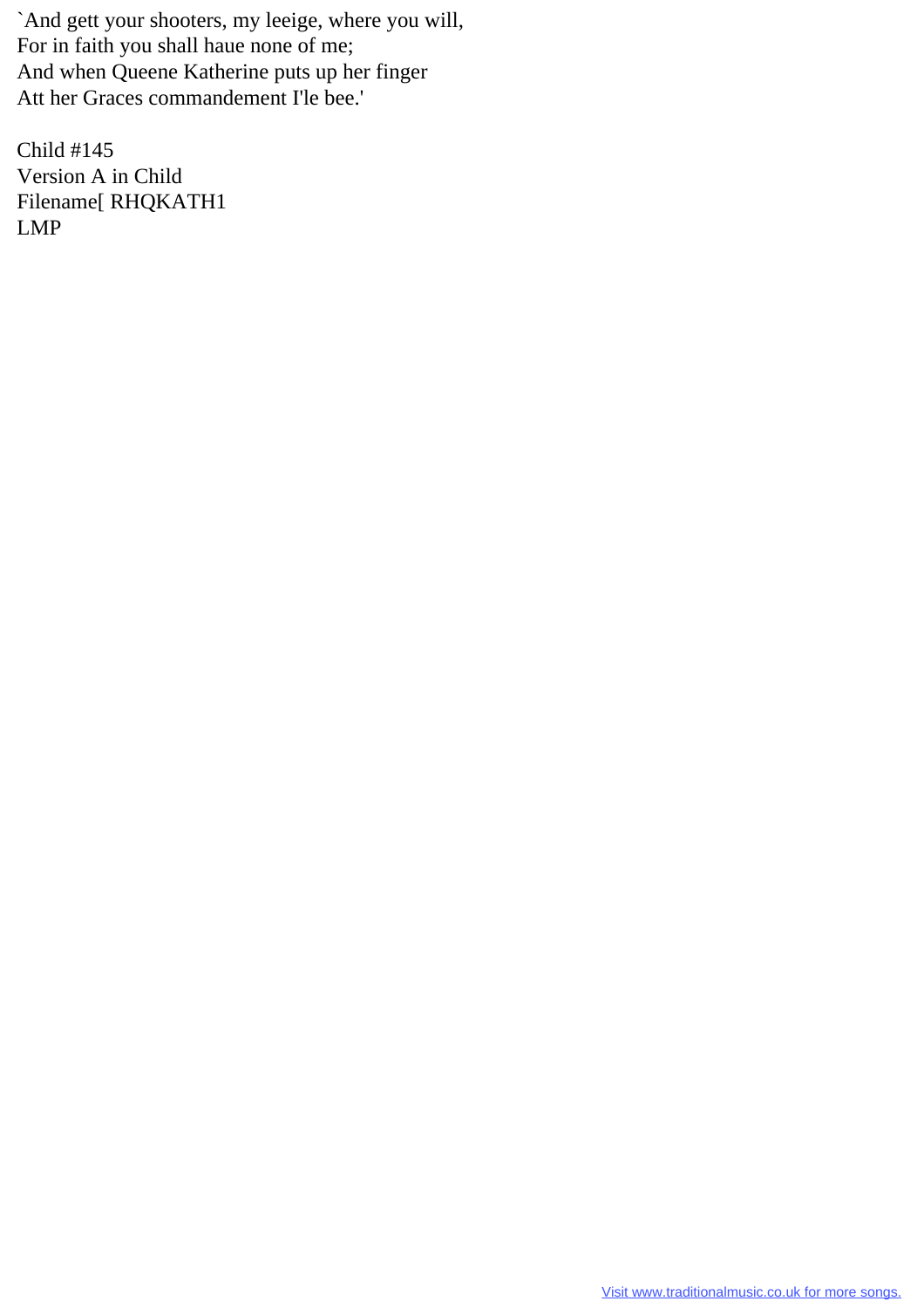`And gett your shooters, my leeige, where you will,
For in faith you shall haue none of me;
And when Queene Katherine puts up her finger
Att her Graces commandement I'le bee.'

Child #145
Version A in Child
Filename[ RHQKATH1
LMP